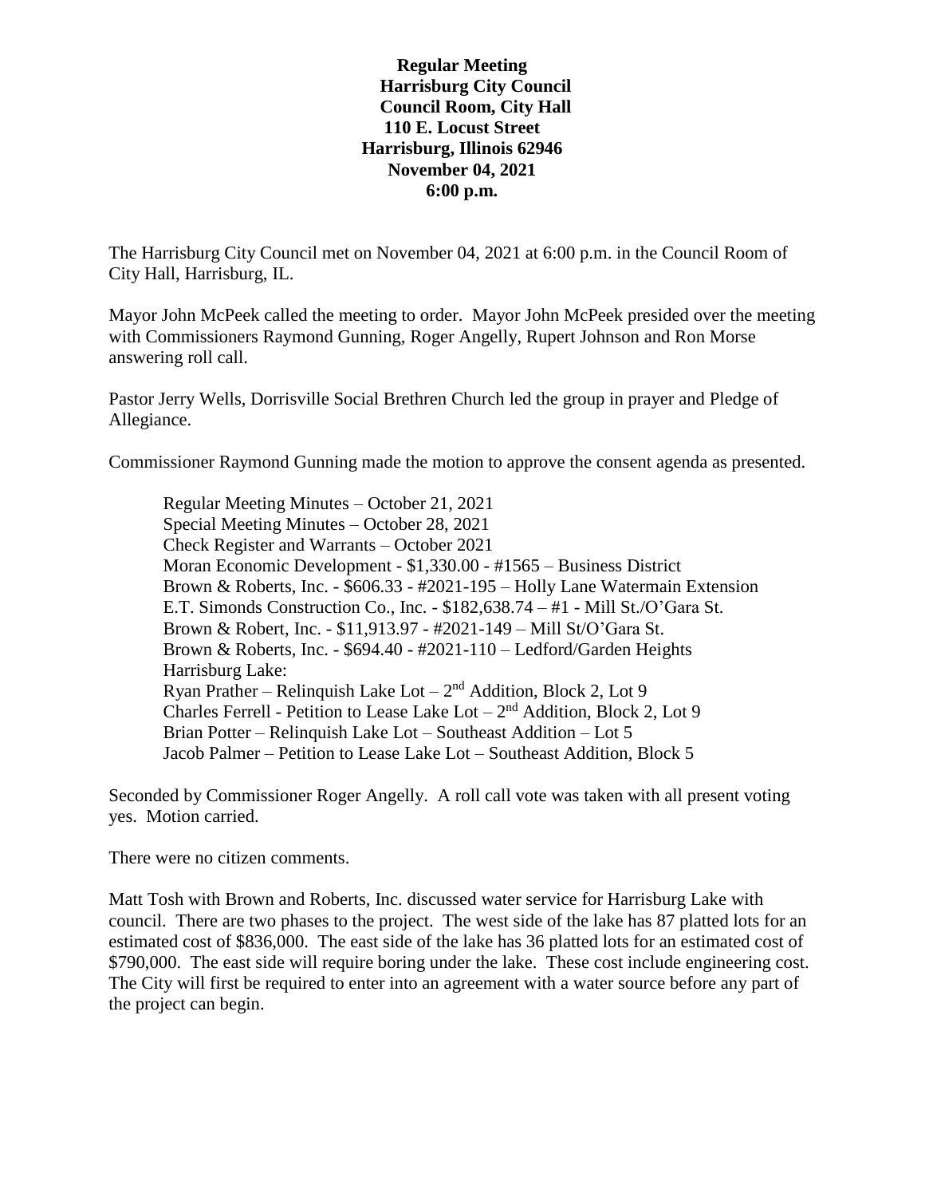**Regular Meeting**
**Harrisburg City Council**
**Council Room, City Hall**
**110 E. Locust Street**
**Harrisburg, Illinois 62946**
**November 04, 2021**
**6:00 p.m.**

The Harrisburg City Council met on November 04, 2021 at 6:00 p.m. in the Council Room of City Hall, Harrisburg, IL.

Mayor John McPeek called the meeting to order. Mayor John McPeek presided over the meeting with Commissioners Raymond Gunning, Roger Angelly, Rupert Johnson and Ron Morse answering roll call.

Pastor Jerry Wells, Dorrisville Social Brethren Church led the group in prayer and Pledge of Allegiance.

Commissioner Raymond Gunning made the motion to approve the consent agenda as presented.

Regular Meeting Minutes – October 21, 2021
Special Meeting Minutes – October 28, 2021
Check Register and Warrants – October 2021
Moran Economic Development - $1,330.00 - #1565 – Business District
Brown & Roberts, Inc. - $606.33 - #2021-195 – Holly Lane Watermain Extension
E.T. Simonds Construction Co., Inc. - $182,638.74 – #1 - Mill St./O'Gara St.
Brown & Robert, Inc. - $11,913.97 - #2021-149 – Mill St/O'Gara St.
Brown & Roberts, Inc. - $694.40 - #2021-110 – Ledford/Garden Heights
Harrisburg Lake:
Ryan Prather – Relinquish Lake Lot – 2nd Addition, Block 2, Lot 9
Charles Ferrell - Petition to Lease Lake Lot – 2nd Addition, Block 2, Lot 9
Brian Potter – Relinquish Lake Lot – Southeast Addition – Lot 5
Jacob Palmer – Petition to Lease Lake Lot – Southeast Addition, Block 5

Seconded by Commissioner Roger Angelly. A roll call vote was taken with all present voting yes. Motion carried.

There were no citizen comments.

Matt Tosh with Brown and Roberts, Inc. discussed water service for Harrisburg Lake with council. There are two phases to the project. The west side of the lake has 87 platted lots for an estimated cost of $836,000. The east side of the lake has 36 platted lots for an estimated cost of $790,000. The east side will require boring under the lake. These cost include engineering cost. The City will first be required to enter into an agreement with a water source before any part of the project can begin.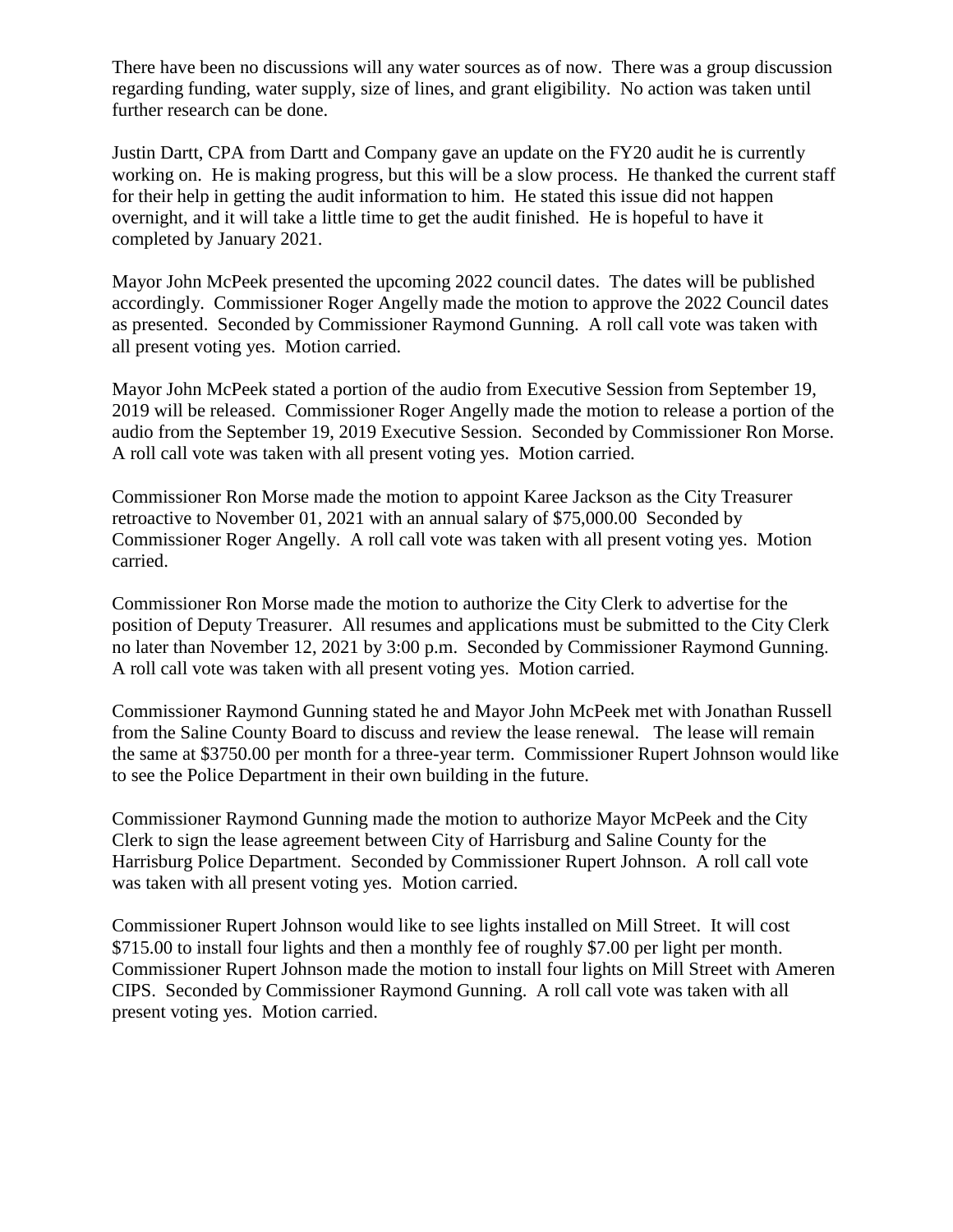There have been no discussions will any water sources as of now. There was a group discussion regarding funding, water supply, size of lines, and grant eligibility. No action was taken until further research can be done.

Justin Dartt, CPA from Dartt and Company gave an update on the FY20 audit he is currently working on. He is making progress, but this will be a slow process. He thanked the current staff for their help in getting the audit information to him. He stated this issue did not happen overnight, and it will take a little time to get the audit finished. He is hopeful to have it completed by January 2021.

Mayor John McPeek presented the upcoming 2022 council dates. The dates will be published accordingly. Commissioner Roger Angelly made the motion to approve the 2022 Council dates as presented. Seconded by Commissioner Raymond Gunning. A roll call vote was taken with all present voting yes. Motion carried.

Mayor John McPeek stated a portion of the audio from Executive Session from September 19, 2019 will be released. Commissioner Roger Angelly made the motion to release a portion of the audio from the September 19, 2019 Executive Session. Seconded by Commissioner Ron Morse. A roll call vote was taken with all present voting yes. Motion carried.

Commissioner Ron Morse made the motion to appoint Karee Jackson as the City Treasurer retroactive to November 01, 2021 with an annual salary of $75,000.00 Seconded by Commissioner Roger Angelly. A roll call vote was taken with all present voting yes. Motion carried.

Commissioner Ron Morse made the motion to authorize the City Clerk to advertise for the position of Deputy Treasurer. All resumes and applications must be submitted to the City Clerk no later than November 12, 2021 by 3:00 p.m. Seconded by Commissioner Raymond Gunning. A roll call vote was taken with all present voting yes. Motion carried.

Commissioner Raymond Gunning stated he and Mayor John McPeek met with Jonathan Russell from the Saline County Board to discuss and review the lease renewal. The lease will remain the same at $3750.00 per month for a three-year term. Commissioner Rupert Johnson would like to see the Police Department in their own building in the future.

Commissioner Raymond Gunning made the motion to authorize Mayor McPeek and the City Clerk to sign the lease agreement between City of Harrisburg and Saline County for the Harrisburg Police Department. Seconded by Commissioner Rupert Johnson. A roll call vote was taken with all present voting yes. Motion carried.

Commissioner Rupert Johnson would like to see lights installed on Mill Street. It will cost $715.00 to install four lights and then a monthly fee of roughly $7.00 per light per month. Commissioner Rupert Johnson made the motion to install four lights on Mill Street with Ameren CIPS. Seconded by Commissioner Raymond Gunning. A roll call vote was taken with all present voting yes. Motion carried.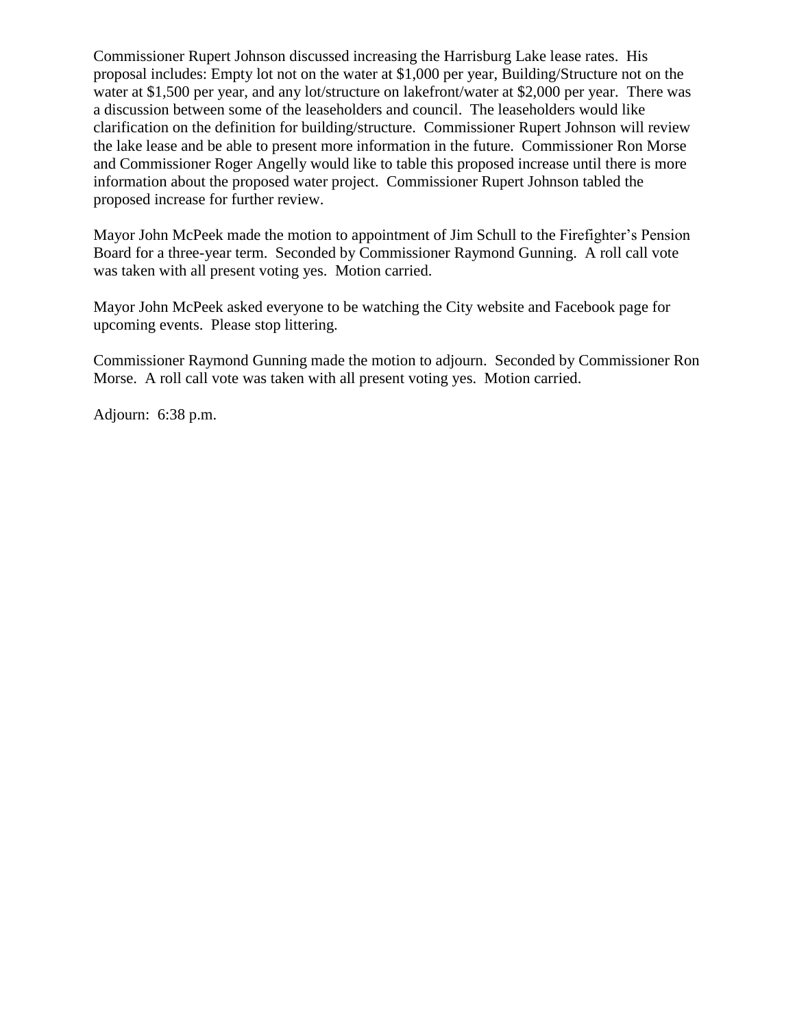Commissioner Rupert Johnson discussed increasing the Harrisburg Lake lease rates. His proposal includes: Empty lot not on the water at $1,000 per year, Building/Structure not on the water at $1,500 per year, and any lot/structure on lakefront/water at $2,000 per year. There was a discussion between some of the leaseholders and council. The leaseholders would like clarification on the definition for building/structure. Commissioner Rupert Johnson will review the lake lease and be able to present more information in the future. Commissioner Ron Morse and Commissioner Roger Angelly would like to table this proposed increase until there is more information about the proposed water project. Commissioner Rupert Johnson tabled the proposed increase for further review.

Mayor John McPeek made the motion to appointment of Jim Schull to the Firefighter's Pension Board for a three-year term. Seconded by Commissioner Raymond Gunning. A roll call vote was taken with all present voting yes. Motion carried.

Mayor John McPeek asked everyone to be watching the City website and Facebook page for upcoming events. Please stop littering.

Commissioner Raymond Gunning made the motion to adjourn. Seconded by Commissioner Ron Morse. A roll call vote was taken with all present voting yes. Motion carried.

Adjourn: 6:38 p.m.